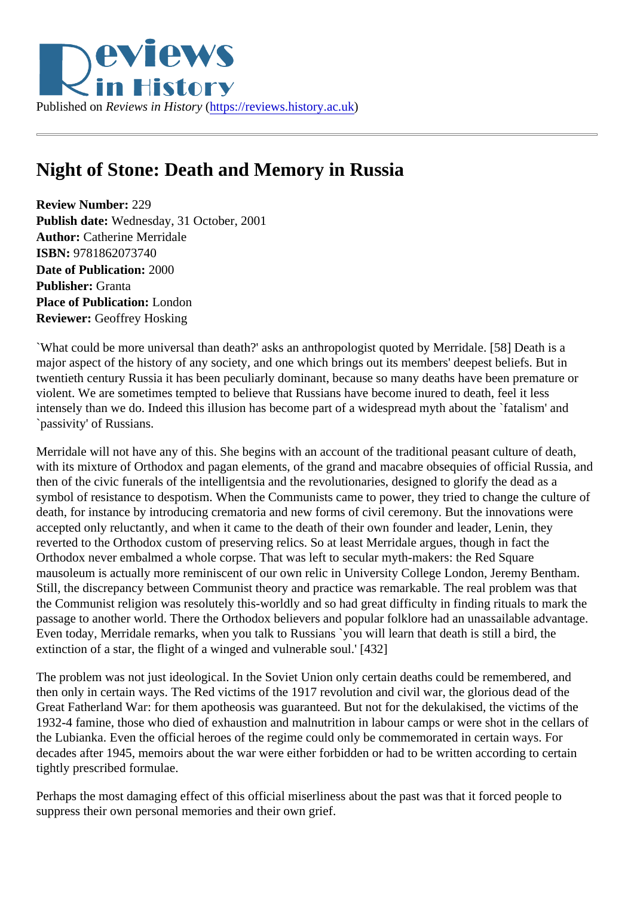Published on *Reviews in History* (https://reviews.history.ac.uk)

# Night of Stone: Death and Memory in Russia

**Review Number:** 229
**Publish date:** Wednesday, 31 October, 2001
**Author:** Catherine Merridale
**ISBN:** 9781862073740
**Date of Publication:** 2000
**Publisher:** Granta
**Place of Publication:** London
**Reviewer:** Geoffrey Hosking

`What could be more universal than death?' asks an anthropologist quoted by Merridale. [58] Death is a major aspect of the history of any society, and one which brings out its members' deepest beliefs. But in twentieth century Russia it has been peculiarly dominant, because so many deaths have been premature or violent. We are sometimes tempted to believe that Russians have become inured to death, feel it less intensely than we do. Indeed this illusion has become part of a widespread myth about the `fatalism' and `passivity' of Russians.

Merridale will not have any of this. She begins with an account of the traditional peasant culture of death, with its mixture of Orthodox and pagan elements, of the grand and macabre obsequies of official Russia, and then of the civic funerals of the intelligentsia and the revolutionaries, designed to glorify the dead as a symbol of resistance to despotism. When the Communists came to power, they tried to change the culture of death, for instance by introducing crematoria and new forms of civil ceremony. But the innovations were accepted only reluctantly, and when it came to the death of their own founder and leader, Lenin, they reverted to the Orthodox custom of preserving relics. So at least Merridale argues, though in fact the Orthodox never embalmed a whole corpse. That was left to secular myth-makers: the Red Square mausoleum is actually more reminiscent of our own relic in University College London, Jeremy Bentham. Still, the discrepancy between Communist theory and practice was remarkable. The real problem was that the Communist religion was resolutely this-worldly and so had great difficulty in finding rituals to mark the passage to another world. There the Orthodox believers and popular folklore had an unassailable advantage. Even today, Merridale remarks, when you talk to Russians `you will learn that death is still a bird, the extinction of a star, the flight of a winged and vulnerable soul.' [432]

The problem was not just ideological. In the Soviet Union only certain deaths could be remembered, and then only in certain ways. The Red victims of the 1917 revolution and civil war, the glorious dead of the Great Fatherland War: for them apotheosis was guaranteed. But not for the dekulakised, the victims of the 1932-4 famine, those who died of exhaustion and malnutrition in labour camps or were shot in the cellars of the Lubianka. Even the official heroes of the regime could only be commemorated in certain ways. For decades after 1945, memoirs about the war were either forbidden or had to be written according to certain tightly prescribed formulae.

Perhaps the most damaging effect of this official miserliness about the past was that it forced people to suppress their own personal memories and their own grief.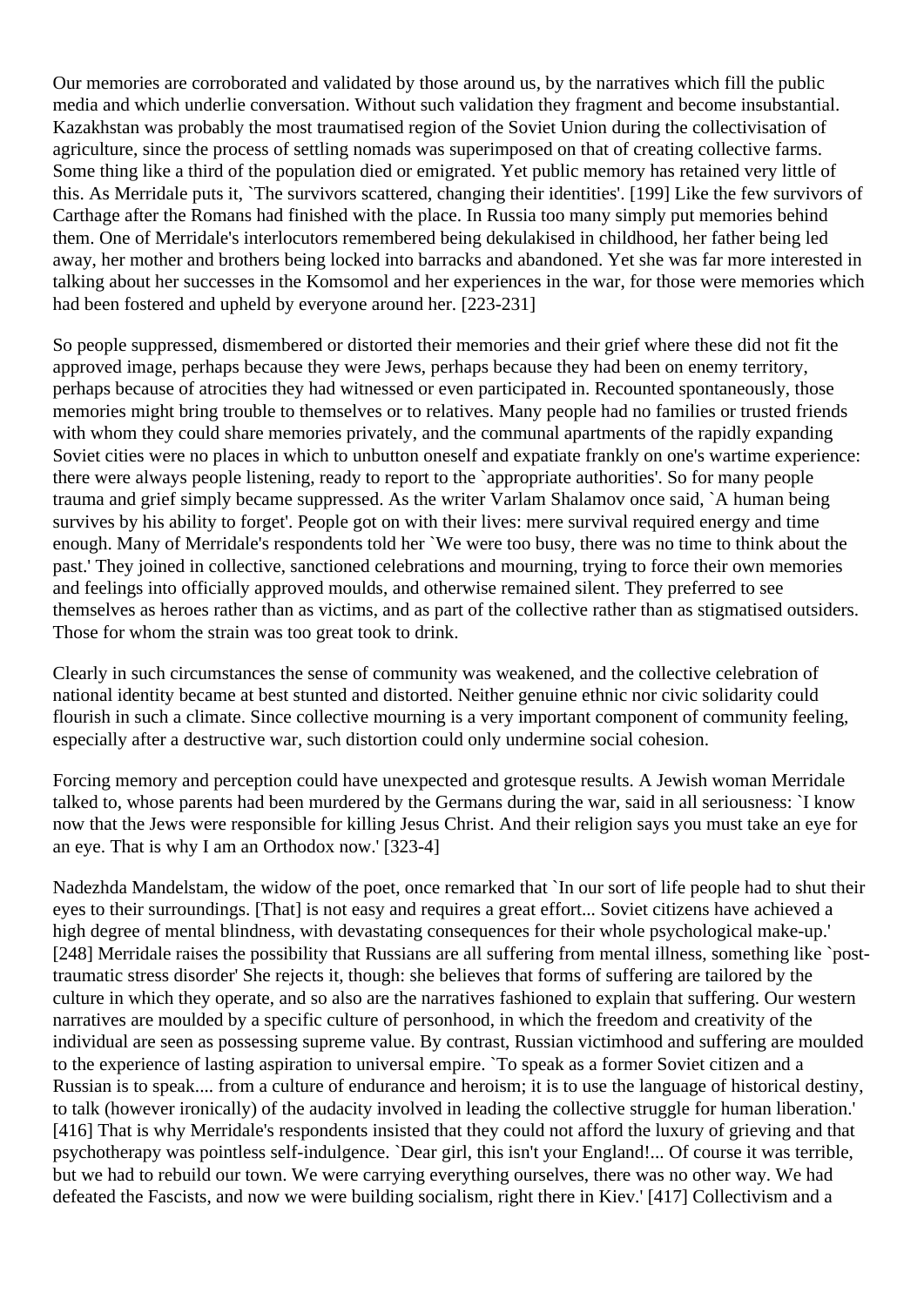Our memories are corroborated and validated by those around us, by the narratives which fill the public media and which underlie conversation. Without such validation they fragment and become insubstantial. Kazakhstan was probably the most traumatised region of the Soviet Union during the collectivisation of agriculture, since the process of settling nomads was superimposed on that of creating collective farms. Some thing like a third of the population died or emigrated. Yet public memory has retained very little of this. As Merridale puts it, `The survivors scattered, changing their identities'. [199] Like the few survivors of Carthage after the Romans had finished with the place. In Russia too many simply put memories behind them. One of Merridale's interlocutors remembered being dekulakised in childhood, her father being led away, her mother and brothers being locked into barracks and abandoned. Yet she was far more interested in talking about her successes in the Komsomol and her experiences in the war, for those were memories which had been fostered and upheld by everyone around her. [223-231]

So people suppressed, dismembered or distorted their memories and their grief where these did not fit the approved image, perhaps because they were Jews, perhaps because they had been on enemy territory, perhaps because of atrocities they had witnessed or even participated in. Recounted spontaneously, those memories might bring trouble to themselves or to relatives. Many people had no families or trusted friends with whom they could share memories privately, and the communal apartments of the rapidly expanding Soviet cities were no places in which to unbutton oneself and expatiate frankly on one's wartime experience: there were always people listening, ready to report to the `appropriate authorities'. So for many people trauma and grief simply became suppressed. As the writer Varlam Shalamov once said, `A human being survives by his ability to forget'. People got on with their lives: mere survival required energy and time enough. Many of Merridale's respondents told her `We were too busy, there was no time to think about the past.' They joined in collective, sanctioned celebrations and mourning, trying to force their own memories and feelings into officially approved moulds, and otherwise remained silent. They preferred to see themselves as heroes rather than as victims, and as part of the collective rather than as stigmatised outsiders. Those for whom the strain was too great took to drink.

Clearly in such circumstances the sense of community was weakened, and the collective celebration of national identity became at best stunted and distorted. Neither genuine ethnic nor civic solidarity could flourish in such a climate. Since collective mourning is a very important component of community feeling, especially after a destructive war, such distortion could only undermine social cohesion.

Forcing memory and perception could have unexpected and grotesque results. A Jewish woman Merridale talked to, whose parents had been murdered by the Germans during the war, said in all seriousness: `I know now that the Jews were responsible for killing Jesus Christ. And their religion says you must take an eye for an eye. That is why I am an Orthodox now.' [323-4]

Nadezhda Mandelstam, the widow of the poet, once remarked that `In our sort of life people had to shut their eyes to their surroundings. [That] is not easy and requires a great effort... Soviet citizens have achieved a high degree of mental blindness, with devastating consequences for their whole psychological make-up.' [248] Merridale raises the possibility that Russians are all suffering from mental illness, something like `post-traumatic stress disorder' She rejects it, though: she believes that forms of suffering are tailored by the culture in which they operate, and so also are the narratives fashioned to explain that suffering. Our western narratives are moulded by a specific culture of personhood, in which the freedom and creativity of the individual are seen as possessing supreme value. By contrast, Russian victimhood and suffering are moulded to the experience of lasting aspiration to universal empire. `To speak as a former Soviet citizen and a Russian is to speak.... from a culture of endurance and heroism; it is to use the language of historical destiny, to talk (however ironically) of the audacity involved in leading the collective struggle for human liberation.' [416] That is why Merridale's respondents insisted that they could not afford the luxury of grieving and that psychotherapy was pointless self-indulgence. `Dear girl, this isn't your England!... Of course it was terrible, but we had to rebuild our town. We were carrying everything ourselves, there was no other way. We had defeated the Fascists, and now we were building socialism, right there in Kiev.' [417] Collectivism and a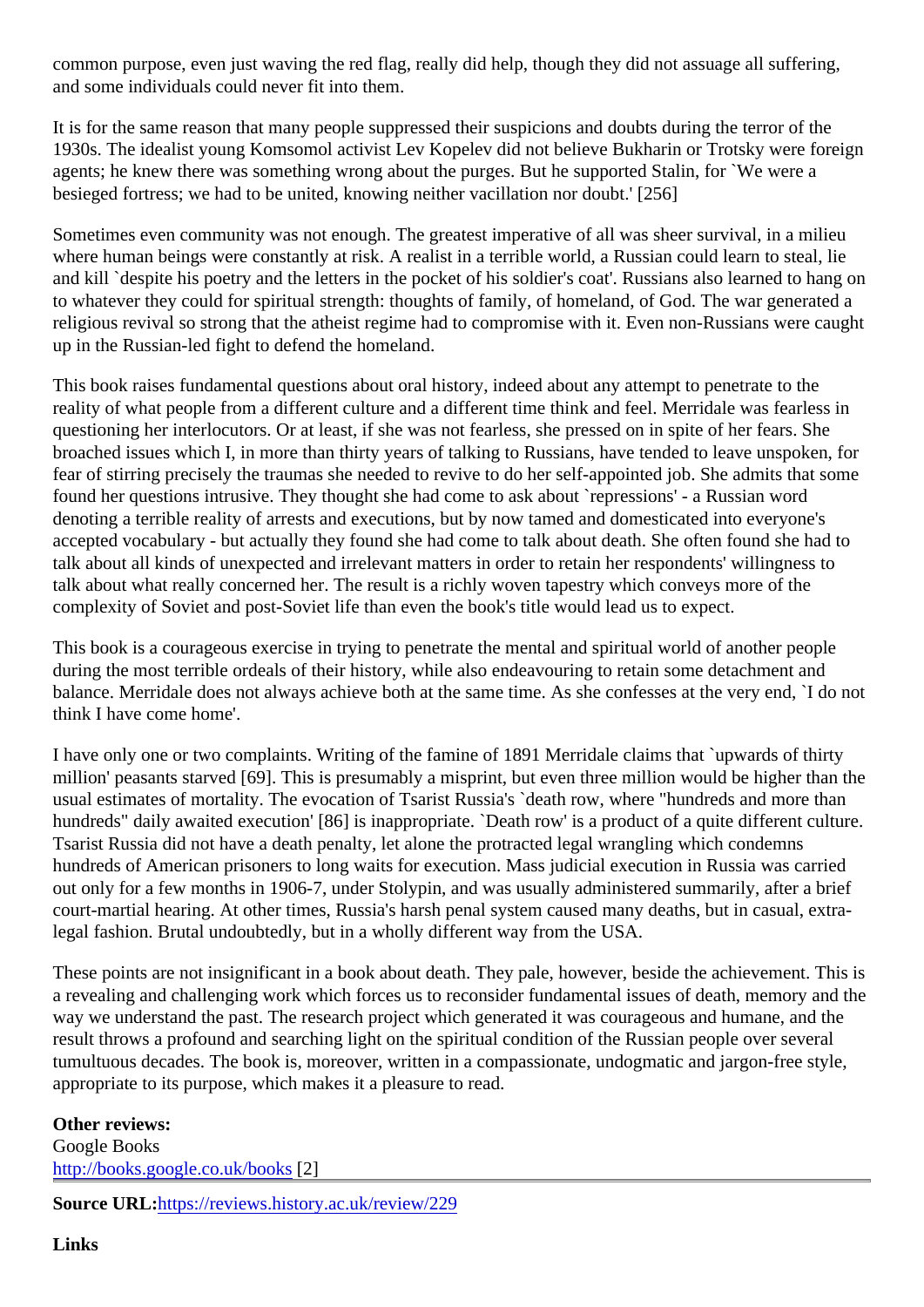common purpose, even just waving the red flag, really did help, though they did not assuage all suffering, and some individuals could never fit into them.

It is for the same reason that many people suppressed their suspicions and doubts during the terror of the 1930s. The idealist young Komsomol activist Lev Kopelev did not believe Bukharin or Trotsky were foreign agents; he knew there was something wrong about the purges. But he supported Stalin, for `We were a besieged fortress; we had to be united, knowing neither vacillation nor doubt.' [256]

Sometimes even community was not enough. The greatest imperative of all was sheer survival, in a milieu where human beings were constantly at risk. A realist in a terrible world, a Russian could learn to steal, lie and kill `despite his poetry and the letters in the pocket of his soldier's coat'. Russians also learned to hang on to whatever they could for spiritual strength: thoughts of family, of homeland, of God. The war generated a religious revival so strong that the atheist regime had to compromise with it. Even non-Russians were caught up in the Russian-led fight to defend the homeland.

This book raises fundamental questions about oral history, indeed about any attempt to penetrate to the reality of what people from a different culture and a different time think and feel. Merridale was fearless in questioning her interlocutors. Or at least, if she was not fearless, she pressed on in spite of her fears. She broached issues which I, in more than thirty years of talking to Russians, have tended to leave unspoken, for fear of stirring precisely the traumas she needed to revive to do her self-appointed job. She admits that some found her questions intrusive. They thought she had come to ask about `repressions' - a Russian word denoting a terrible reality of arrests and executions, but by now tamed and domesticated into everyone's accepted vocabulary - but actually they found she had come to talk about death. She often found she had to talk about all kinds of unexpected and irrelevant matters in order to retain her respondents' willingness to talk about what really concerned her. The result is a richly woven tapestry which conveys more of the complexity of Soviet and post-Soviet life than even the book's title would lead us to expect.

This book is a courageous exercise in trying to penetrate the mental and spiritual world of another people during the most terrible ordeals of their history, while also endeavouring to retain some detachment and balance. Merridale does not always achieve both at the same time. As she confesses at the very end, `I do not think I have come home'.

I have only one or two complaints. Writing of the famine of 1891 Merridale claims that `upwards of thirty million' peasants starved [69]. This is presumably a misprint, but even three million would be higher than the usual estimates of mortality. The evocation of Tsarist Russia's `death row, where "hundreds and more than hundreds" daily awaited execution' [86] is inappropriate. `Death row' is a product of a quite different culture. Tsarist Russia did not have a death penalty, let alone the protracted legal wrangling which condemns hundreds of American prisoners to long waits for execution. Mass judicial execution in Russia was carried out only for a few months in 1906-7, under Stolypin, and was usually administered summarily, after a brief court-martial hearing. At other times, Russia's harsh penal system caused many deaths, but in casual, extra-legal fashion. Brutal undoubtedly, but in a wholly different way from the USA.

These points are not insignificant in a book about death. They pale, however, beside the achievement. This is a revealing and challenging work which forces us to reconsider fundamental issues of death, memory and the way we understand the past. The research project which generated it was courageous and humane, and the result throws a profound and searching light on the spiritual condition of the Russian people over several tumultuous decades. The book is, moreover, written in a compassionate, undogmatic and jargon-free style, appropriate to its purpose, which makes it a pleasure to read.

**Other reviews:**
Google Books
http://books.google.co.uk/books [2]

**Source URL:** https://reviews.history.ac.uk/review/229

**Links**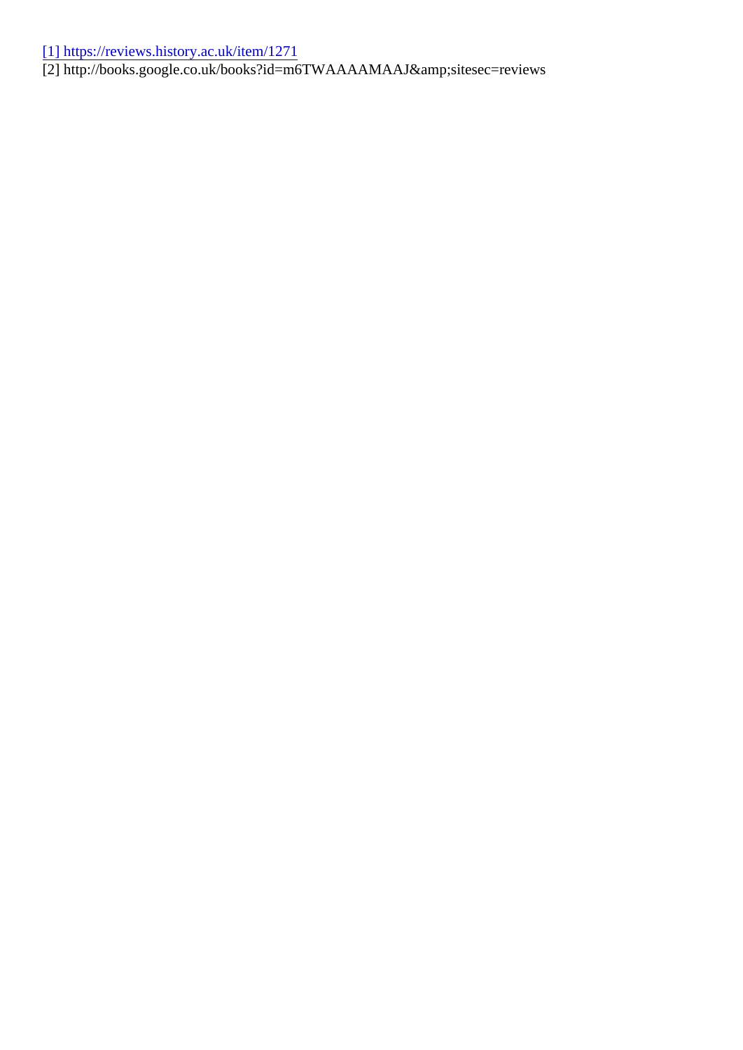[1] https://reviews.history.ac.uk/item/1271
[2] http://books.google.co.uk/books?id=m6TWAAAAMAAJ&amp;sitesec=reviews